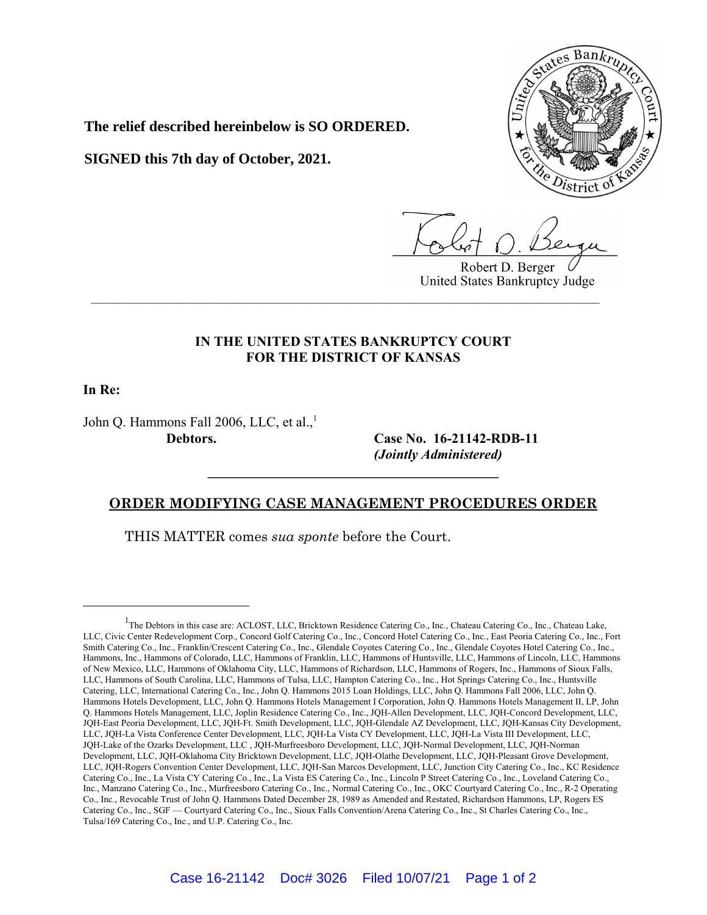**The relief described hereinbelow is SO ORDERED.**

**SIGNED this 7th day of October, 2021.**

Robert D. Berger
United States Bankruptcy Judge

**IN THE UNITED STATES BANKRUPTCY COURT**
**FOR THE DISTRICT OF KANSAS**

**In Re:**

John Q. Hammons Fall 2006, LLC, et al.,[1]
**Debtors.**

**Case No. 16-21142-RDB-11**
***(Jointly Administered)***

**ORDER MODIFYING CASE MANAGEMENT PROCEDURES ORDER**

THIS MATTER comes *sua sponte* before the Court.

[1]The Debtors in this case are: ACLOST, LLC, Bricktown Residence Catering Co., Inc., Chateau Catering Co., Inc., Chateau Lake, LLC, Civic Center Redevelopment Corp., Concord Golf Catering Co., Inc., Concord Hotel Catering Co., Inc., East Peoria Catering Co., Inc., Fort Smith Catering Co., Inc., Franklin/Crescent Catering Co., Inc., Glendale Coyotes Catering Co., Inc., Glendale Coyotes Hotel Catering Co., Inc., Hammons, Inc., Hammons of Colorado, LLC, Hammons of Franklin, LLC, Hammons of Huntsville, LLC, Hammons of Lincoln, LLC, Hammons of New Mexico, LLC, Hammons of Oklahoma City, LLC, Hammons of Richardson, LLC, Hammons of Rogers, Inc., Hammons of Sioux Falls, LLC, Hammons of South Carolina, LLC, Hammons of Tulsa, LLC, Hampton Catering Co., Inc., Hot Springs Catering Co., Inc., Huntsville Catering, LLC, International Catering Co., Inc., John Q. Hammons 2015 Loan Holdings, LLC, John Q. Hammons Fall 2006, LLC, John Q. Hammons Hotels Development, LLC, John Q. Hammons Hotels Management I Corporation, John Q. Hammons Hotels Management II, LP, John Q. Hammons Hotels Management, LLC, Joplin Residence Catering Co., Inc., JQH-Allen Development, LLC, JQH-Concord Development, LLC, JQH-East Peoria Development, LLC, JQH-Ft. Smith Development, LLC, JQH-Glendale AZ Development, LLC, JQH-Kansas City Development, LLC, JQH-La Vista Conference Center Development, LLC, JQH-La Vista CY Development, LLC, JQH-La Vista III Development, LLC, JQH-Lake of the Ozarks Development, LLC , JQH-Murfreesboro Development, LLC, JQH-Normal Development, LLC, JQH-Norman Development, LLC, JQH-Oklahoma City Bricktown Development, LLC, JQH-Olathe Development, LLC, JQH-Pleasant Grove Development, LLC, JQH-Rogers Convention Center Development, LLC, JQH-San Marcos Development, LLC, Junction City Catering Co., Inc., KC Residence Catering Co., Inc., La Vista CY Catering Co., Inc., La Vista ES Catering Co., Inc., Lincoln P Street Catering Co., Inc., Loveland Catering Co., Inc., Manzano Catering Co., Inc., Murfreesboro Catering Co., Inc., Normal Catering Co., Inc., OKC Courtyard Catering Co., Inc., R-2 Operating Co., Inc., Revocable Trust of John Q. Hammons Dated December 28, 1989 as Amended and Restated, Richardson Hammons, LP, Rogers ES Catering Co., Inc., SGF — Courtyard Catering Co., Inc., Sioux Falls Convention/Arena Catering Co., Inc., St Charles Catering Co., Inc., Tulsa/169 Catering Co., Inc., and U.P. Catering Co., Inc.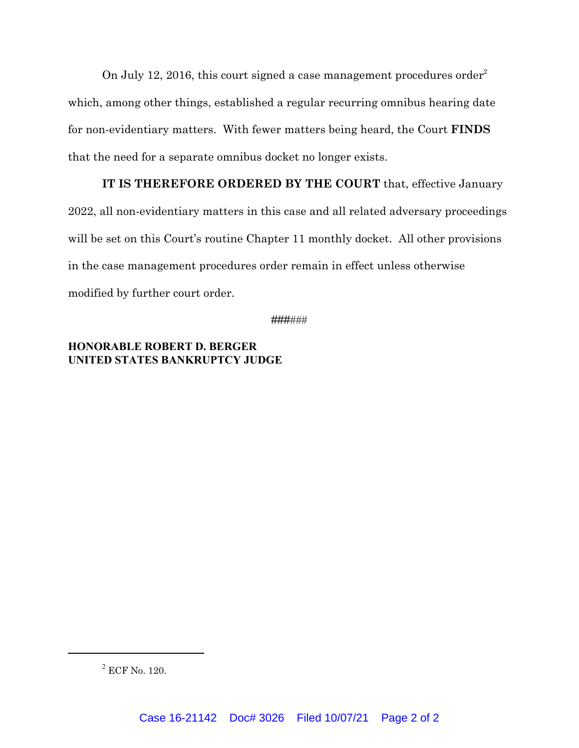On July 12, 2016, this court signed a case management procedures order[2] which, among other things, established a regular recurring omnibus hearing date for non-evidentiary matters. With fewer matters being heard, the Court **FINDS** that the need for a separate omnibus docket no longer exists.

**IT IS THEREFORE ORDERED BY THE COURT** that, effective January 2022, all non-evidentiary matters in this case and all related adversary proceedings will be set on this Court's routine Chapter 11 monthly docket. All other provisions in the case management procedures order remain in effect unless otherwise modified by further court order.

######

**HONORABLE ROBERT D. BERGER**
**UNITED STATES BANKRUPTCY JUDGE**

---

[2] ECF No. 120.